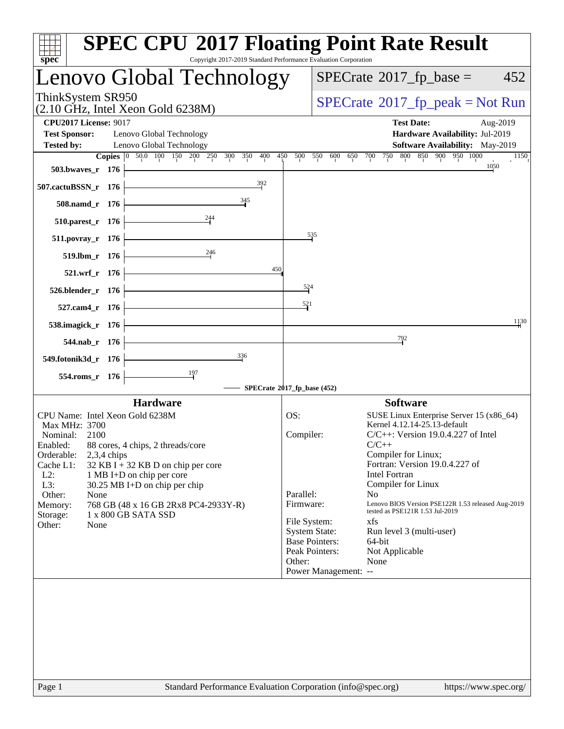# SPEC CPU 2017 Floating Point Rate Result

Copyright 2017-2019 Standard Performance Evaluation Corporation

## Lenovo Global Technology

ThinkSystem SR950
(2.10 GHz, Intel Xeon Gold 6238M)

SPECrate 2017_fp_base = 452

SPECrate 2017_fp_peak = Not Run

**CPU2017 License:** 9017
**Test Sponsor:** Lenovo Global Technology
**Tested by:** Lenovo Global Technology

**Test Date:** Aug-2019
**Hardware Availability:** Jul-2019
**Software Availability:** May-2019

| Benchmark | Copies | SPECrate 2017_fp_base |
|---|---|---|
| 503.bwaves_r | 176 | 1050 |
| 507.cactuBSSN_r | 176 | 392 |
| 508.namd_r | 176 | 345 |
| 510.parest_r | 176 | 244 |
| 511.povray_r | 176 | 535 |
| 519.lbm_r | 176 | 246 |
| 521.wrf_r | 176 | 450 |
| 526.blender_r | 176 | 524 |
| 527.cam4_r | 176 | 521 |
| 538.imagick_r | 176 | 1130 |
| 544.nab_r | 176 | 792 |
| 549.fotonik3d_r | 176 | 336 |
| 554.roms_r | 176 | 197 |

SPECrate 2017_fp_base (452)

### Hardware

CPU Name: Intel Xeon Gold 6238M
Max MHz: 3700
Nominal: 2100
Enabled: 88 cores, 4 chips, 2 threads/core
Orderable: 2,3,4 chips
Cache L1: 32 KB I + 32 KB D on chip per core
L2: 1 MB I+D on chip per core
L3: 30.25 MB I+D on chip per chip
Other: None
Memory: 768 GB (48 x 16 GB 2Rx8 PC4-2933Y-R)
Storage: 1 x 800 GB SATA SSD
Other: None

### Software

OS: SUSE Linux Enterprise Server 15 (x86_64) Kernel 4.12.14-25.13-default
Compiler: C/C++: Version 19.0.4.227 of Intel C/C++ Compiler for Linux; Fortran: Version 19.0.4.227 of Intel Fortran Compiler for Linux
Parallel: No
Firmware: Lenovo BIOS Version PSE122R 1.53 released Aug-2019 tested as PSE121R 1.53 Jul-2019
File System: xfs
System State: Run level 3 (multi-user)
Base Pointers: 64-bit
Peak Pointers: Not Applicable
Other: None
Power Management: --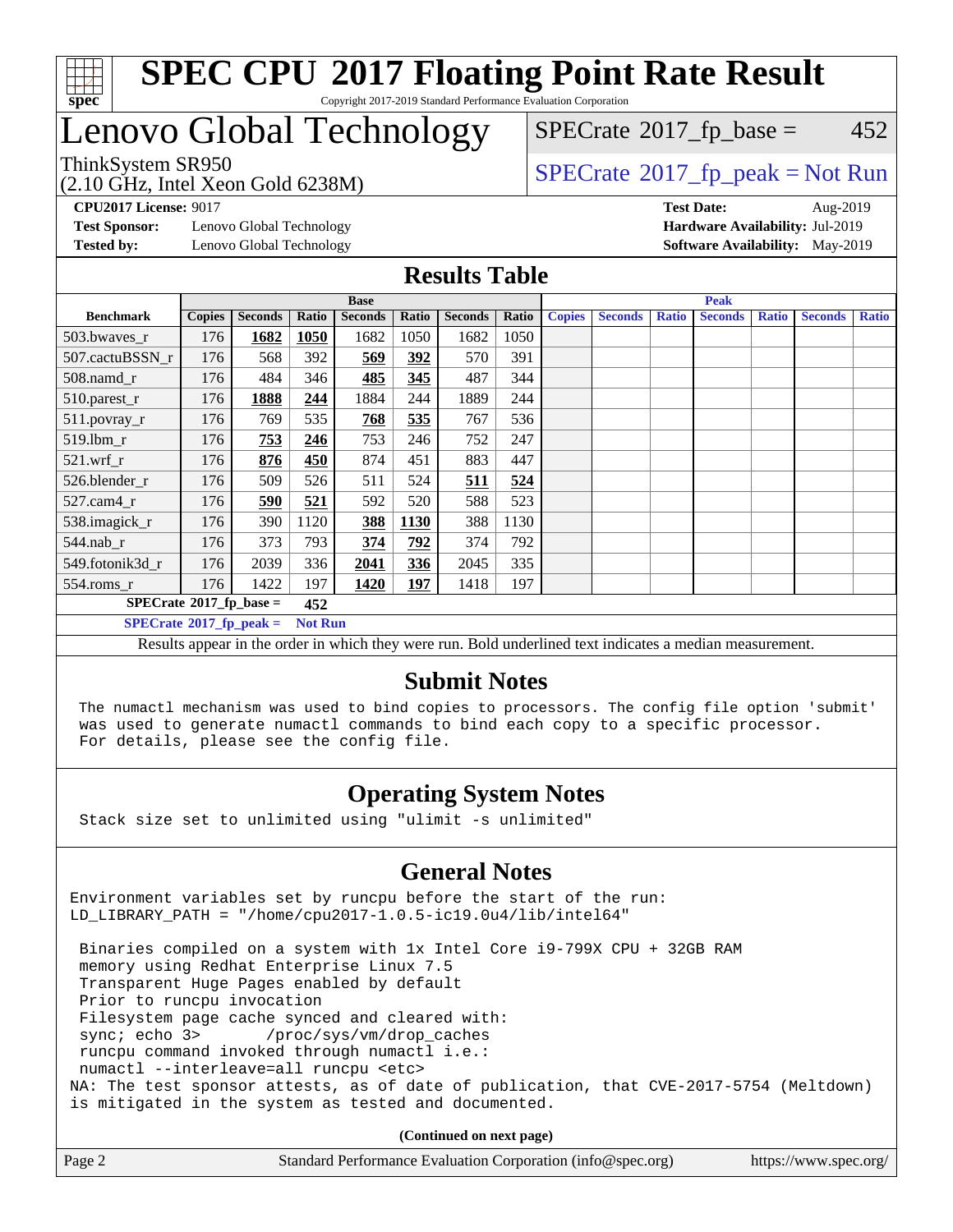# SPEC CPU 2017 Floating Point Rate Result

Copyright 2017-2019 Standard Performance Evaluation Corporation

# Lenovo Global Technology

ThinkSystem SR950
(2.10 GHz, Intel Xeon Gold 6238M)

SPECrate 2017_fp_base = 452

SPECrate 2017_fp_peak = Not Run

**CPU2017 License:** 9017
**Test Sponsor:** Lenovo Global Technology
**Tested by:** Lenovo Global Technology

**Test Date:** Aug-2019
**Hardware Availability:** Jul-2019
**Software Availability:** May-2019

## Results Table

| Benchmark | Base | | | | | | | Peak | | | | | | |
|---|---|---|---|---|---|---|---|---|---|---|---|---|---|---|
| | Copies | Seconds | Ratio | Seconds | Ratio | Seconds | Ratio | Copies | Seconds | Ratio | Seconds | Ratio | Seconds | Ratio |
| 503.bwaves_r | 176 | **1682** | **1050** | 1682 | 1050 | 1682 | 1050 | | | | | | | |
| 507.cactuBSSN_r | 176 | 568 | 392 | **569** | **392** | 570 | 391 | | | | | | | |
| 508.namd_r | 176 | 484 | 346 | **485** | **345** | 487 | 344 | | | | | | | |
| 510.parest_r | 176 | **1888** | **244** | 1884 | 244 | 1889 | 244 | | | | | | | |
| 511.povray_r | 176 | 769 | 535 | **768** | **535** | 767 | 536 | | | | | | | |
| 519.lbm_r | 176 | **753** | **246** | 753 | 246 | 752 | 247 | | | | | | | |
| 521.wrf_r | 176 | **876** | **450** | 874 | 451 | 883 | 447 | | | | | | | |
| 526.blender_r | 176 | 509 | 526 | 511 | 524 | **511** | **524** | | | | | | | |
| 527.cam4_r | 176 | **590** | **521** | 592 | 520 | 588 | 523 | | | | | | | |
| 538.imagick_r | 176 | 390 | 1120 | **388** | **1130** | 388 | 1130 | | | | | | | |
| 544.nab_r | 176 | 373 | 793 | **374** | **792** | 374 | 792 | | | | | | | |
| 549.fotonik3d_r | 176 | 2039 | 336 | **2041** | **336** | 2045 | 335 | | | | | | | |
| 554.roms_r | 176 | 1422 | 197 | **1420** | **197** | 1418 | 197 | | | | | | | |

**SPECrate 2017_fp_base = 452**

**SPECrate 2017_fp_peak = Not Run**

Results appear in the order in which they were run. Bold underlined text indicates a median measurement.

## Submit Notes

```
The numactl mechanism was used to bind copies to processors. The config file option 'submit'
was used to generate numactl commands to bind each copy to a specific processor.
For details, please see the config file.
```

## Operating System Notes

```
Stack size set to unlimited using "ulimit -s unlimited"
```

## General Notes

```
Environment variables set by runcpu before the start of the run:
LD_LIBRARY_PATH = "/home/cpu2017-1.0.5-ic19.0u4/lib/intel64"

 Binaries compiled on a system with 1x Intel Core i9-799X CPU + 32GB RAM
 memory using Redhat Enterprise Linux 7.5
 Transparent Huge Pages enabled by default
 Prior to runcpu invocation
 Filesystem page cache synced and cleared with:
 sync; echo 3>       /proc/sys/vm/drop_caches
 runcpu command invoked through numactl i.e.:
 numactl --interleave=all runcpu <etc>
NA: The test sponsor attests, as of date of publication, that CVE-2017-5754 (Meltdown)
is mitigated in the system as tested and documented.
```

**(Continued on next page)**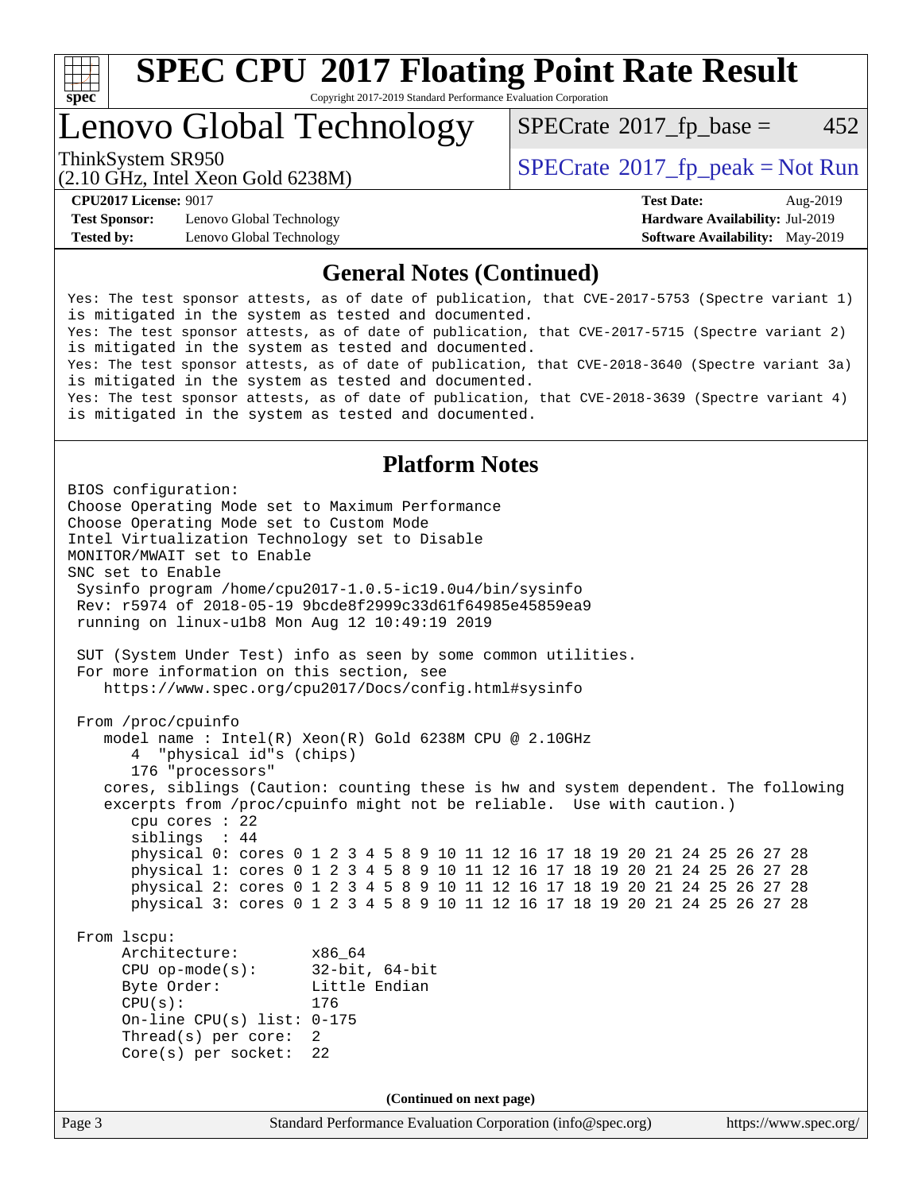# SPEC CPU 2017 Floating Point Rate Result

Copyright 2017-2019 Standard Performance Evaluation Corporation

## Lenovo Global Technology

ThinkSystem SR950
(2.10 GHz, Intel Xeon Gold 6238M)

SPECrate 2017_fp_base = 452

SPECrate 2017_fp_peak = Not Run

**CPU2017 License:** 9017
**Test Sponsor:** Lenovo Global Technology
**Tested by:** Lenovo Global Technology

**Test Date:** Aug-2019
**Hardware Availability:** Jul-2019
**Software Availability:** May-2019

## General Notes (Continued)

```
Yes: The test sponsor attests, as of date of publication, that CVE-2017-5753 (Spectre variant 1)
is mitigated in the system as tested and documented.
Yes: The test sponsor attests, as of date of publication, that CVE-2017-5715 (Spectre variant 2)
is mitigated in the system as tested and documented.
Yes: The test sponsor attests, as of date of publication, that CVE-2018-3640 (Spectre variant 3a)
is mitigated in the system as tested and documented.
Yes: The test sponsor attests, as of date of publication, that CVE-2018-3639 (Spectre variant 4)
is mitigated in the system as tested and documented.
```

## Platform Notes

```
BIOS configuration:
Choose Operating Mode set to Maximum Performance
Choose Operating Mode set to Custom Mode
Intel Virtualization Technology set to Disable
MONITOR/MWAIT set to Enable
SNC set to Enable
 Sysinfo program /home/cpu2017-1.0.5-ic19.0u4/bin/sysinfo
 Rev: r5974 of 2018-05-19 9bcde8f2999c33d61f64985e45859ea9
 running on linux-u1b8 Mon Aug 12 10:49:19 2019

 SUT (System Under Test) info as seen by some common utilities.
 For more information on this section, see
    https://www.spec.org/cpu2017/Docs/config.html#sysinfo

 From /proc/cpuinfo
    model name : Intel(R) Xeon(R) Gold 6238M CPU @ 2.10GHz
       4  "physical id"s (chips)
       176 "processors"
    cores, siblings (Caution: counting these is hw and system dependent. The following
    excerpts from /proc/cpuinfo might not be reliable.  Use with caution.)
       cpu cores : 22
       siblings  : 44
       physical 0: cores 0 1 2 3 4 5 8 9 10 11 12 16 17 18 19 20 21 24 25 26 27 28
       physical 1: cores 0 1 2 3 4 5 8 9 10 11 12 16 17 18 19 20 21 24 25 26 27 28
       physical 2: cores 0 1 2 3 4 5 8 9 10 11 12 16 17 18 19 20 21 24 25 26 27 28
       physical 3: cores 0 1 2 3 4 5 8 9 10 11 12 16 17 18 19 20 21 24 25 26 27 28

 From lscpu:
      Architecture:        x86_64
      CPU op-mode(s):      32-bit, 64-bit
      Byte Order:          Little Endian
      CPU(s):              176
      On-line CPU(s) list: 0-175
      Thread(s) per core:  2
      Core(s) per socket:  22
```

(Continued on next page)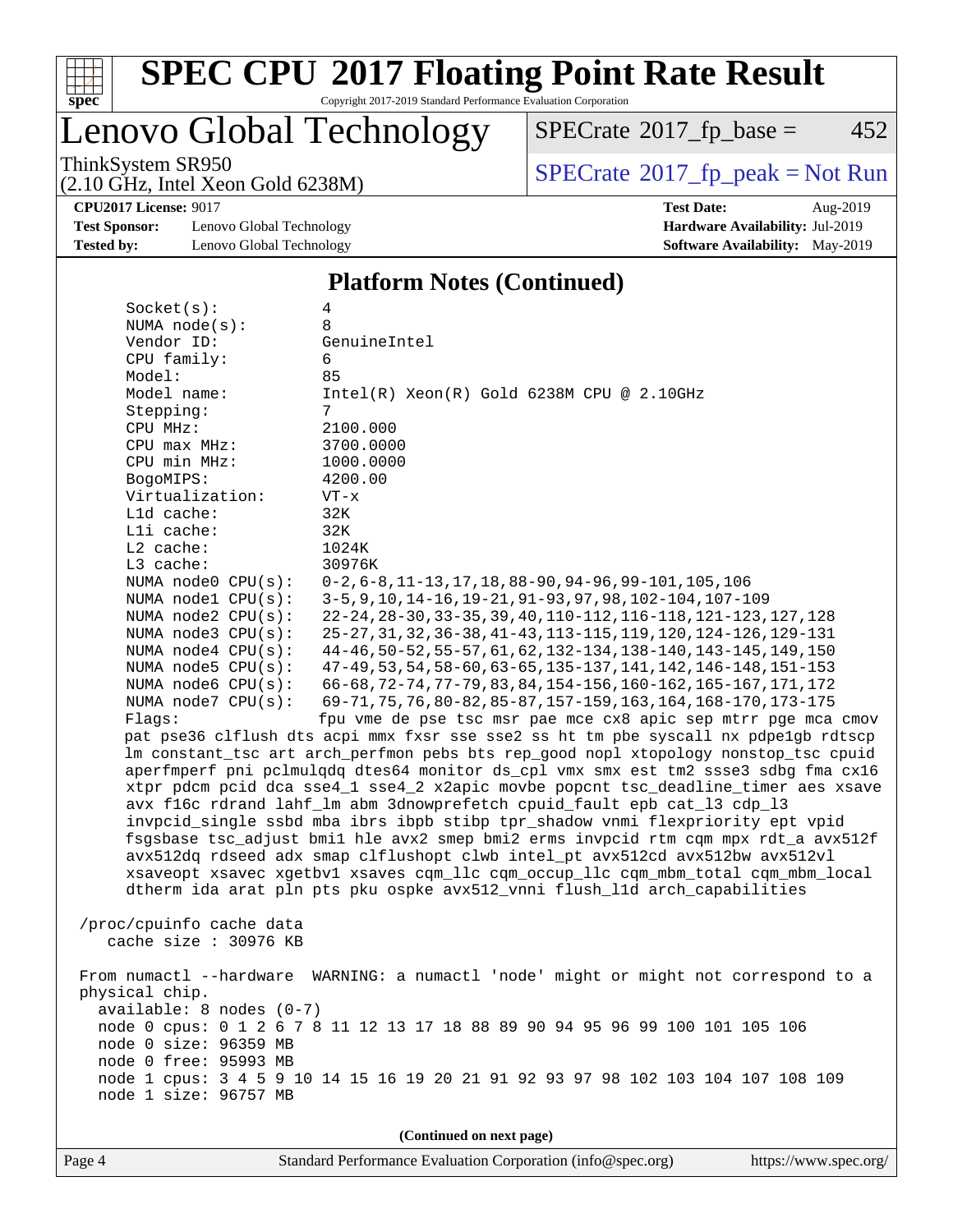## Platform Notes (Continued)

```
Socket(s):             4
NUMA node(s):          8
Vendor ID:             GenuineIntel
CPU family:            6
Model:                 85
Model name:            Intel(R) Xeon(R) Gold 6238M CPU @ 2.10GHz
Stepping:              7
CPU MHz:               2100.000
CPU max MHz:           3700.0000
CPU min MHz:           1000.0000
BogoMIPS:              4200.00
Virtualization:        VT-x
L1d cache:             32K
L1i cache:             32K
L2 cache:              1024K
L3 cache:              30976K
NUMA node0 CPU(s):     0-2,6-8,11-13,17,18,88-90,94-96,99-101,105,106
NUMA node1 CPU(s):     3-5,9,10,14-16,19-21,91-93,97,98,102-104,107-109
NUMA node2 CPU(s):     22-24,28-30,33-35,39,40,110-112,116-118,121-123,127,128
NUMA node3 CPU(s):     25-27,31,32,36-38,41-43,113-115,119,120,124-126,129-131
NUMA node4 CPU(s):     44-46,50-52,55-57,61,62,132-134,138-140,143-145,149,150
NUMA node5 CPU(s):     47-49,53,54,58-60,63-65,135-137,141,142,146-148,151-153
NUMA node6 CPU(s):     66-68,72-74,77-79,83,84,154-156,160-162,165-167,171,172
NUMA node7 CPU(s):     69-71,75,76,80-82,85-87,157-159,163,164,168-170,173-175
Flags:                 fpu vme de pse tsc msr pae mce cx8 apic sep mtrr pge mca cmov
pat pse36 clflush dts acpi mmx fxsr sse sse2 ss ht tm pbe syscall nx pdpe1gb rdtscp
lm constant_tsc art arch_perfmon pebs bts rep_good nopl xtopology nonstop_tsc cpuid
aperfmperf pni pclmulqdq dtes64 monitor ds_cpl vmx smx est tm2 ssse3 sdbg fma cx16
xtpr pdcm pcid dca sse4_1 sse4_2 x2apic movbe popcnt tsc_deadline_timer aes xsave
avx f16c rdrand lahf_lm abm 3dnowprefetch cpuid_fault epb cat_l3 cdp_l3
invpcid_single ssbd mba ibrs ibpb stibp tpr_shadow vnmi flexpriority ept vpid
fsgsbase tsc_adjust bmi1 hle avx2 smep bmi2 erms invpcid rtm cqm mpx rdt_a avx512f
avx512dq rdseed adx smap clflushopt clwb intel_pt avx512cd avx512bw avx512vl
xsaveopt xsavec xgetbv1 xsaves cqm_llc cqm_occup_llc cqm_mbm_total cqm_mbm_local
dtherm ida arat pln pts pku ospke avx512_vnni flush_l1d arch_capabilities

/proc/cpuinfo cache data
   cache size : 30976 KB

From numactl --hardware  WARNING: a numactl 'node' might or might not correspond to a
physical chip.
  available: 8 nodes (0-7)
  node 0 cpus: 0 1 2 6 7 8 11 12 13 17 18 88 89 90 94 95 96 99 100 101 105 106
  node 0 size: 96359 MB
  node 0 free: 95993 MB
  node 1 cpus: 3 4 5 9 10 14 15 16 19 20 21 91 92 93 97 98 102 103 104 107 108 109
  node 1 size: 96757 MB
```

(Continued on next page)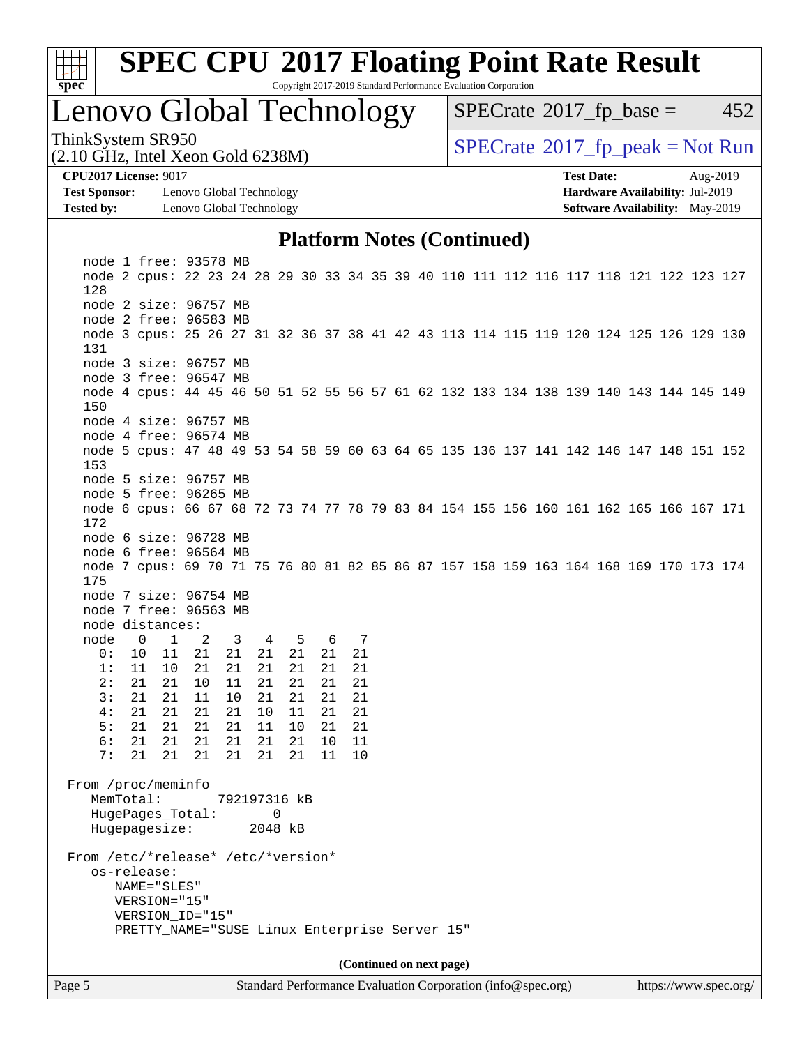## Platform Notes (Continued)

```
   node 1 free: 93578 MB
   node 2 cpus: 22 23 24 28 29 30 33 34 35 39 40 110 111 112 116 117 118 121 122 123 127
   128
   node 2 size: 96757 MB
   node 2 free: 96583 MB
   node 3 cpus: 25 26 27 31 32 36 37 38 41 42 43 113 114 115 119 120 124 125 126 129 130
   131
   node 3 size: 96757 MB
   node 3 free: 96547 MB
   node 4 cpus: 44 45 46 50 51 52 55 56 57 61 62 132 133 134 138 139 140 143 144 145 149
   150
   node 4 size: 96757 MB
   node 4 free: 96574 MB
   node 5 cpus: 47 48 49 53 54 58 59 60 63 64 65 135 136 137 141 142 146 147 148 151 152
   153
   node 5 size: 96757 MB
   node 5 free: 96265 MB
   node 6 cpus: 66 67 68 72 73 74 77 78 79 83 84 154 155 156 160 161 162 165 166 167 171
   172
   node 6 size: 96728 MB
   node 6 free: 96564 MB
   node 7 cpus: 69 70 71 75 76 80 81 82 85 86 87 157 158 159 163 164 168 169 170 173 174
   175
   node 7 size: 96754 MB
   node 7 free: 96563 MB
   node distances:
   node   0   1   2   3   4   5   6   7
     0:  10  11  21  21  21  21  21  21
     1:  11  10  21  21  21  21  21  21
     2:  21  21  10  11  21  21  21  21
     3:  21  21  11  10  21  21  21  21
     4:  21  21  21  21  10  11  21  21
     5:  21  21  21  21  11  10  21  21
     6:  21  21  21  21  21  21  10  11
     7:  21  21  21  21  21  21  11  10

 From /proc/meminfo
    MemTotal:       792197316 kB
    HugePages_Total:       0
    Hugepagesize:       2048 kB

 From /etc/*release* /etc/*version*
    os-release:
       NAME="SLES"
       VERSION="15"
       VERSION_ID="15"
       PRETTY_NAME="SUSE Linux Enterprise Server 15"
```

(Continued on next page)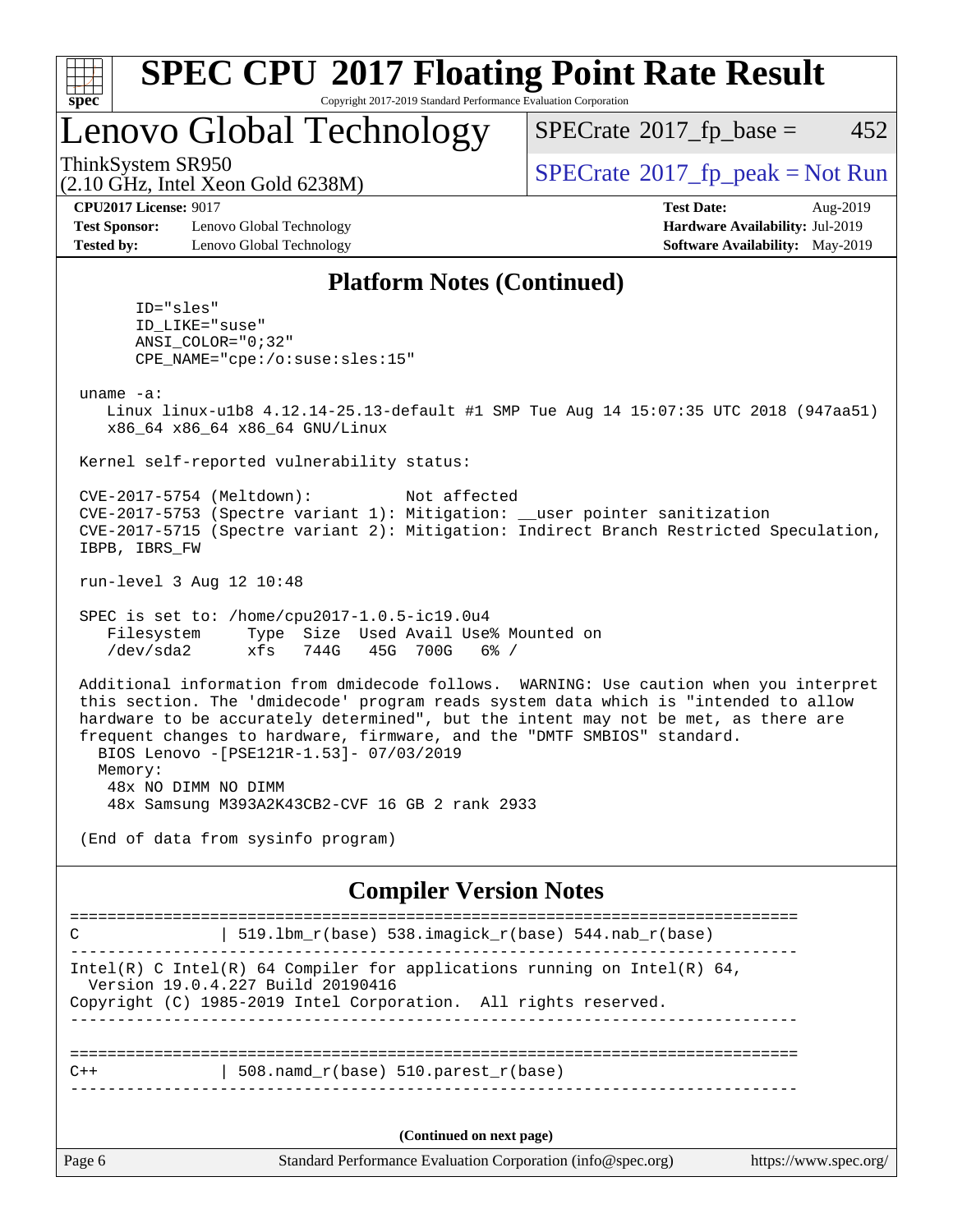## Platform Notes (Continued)

```
      ID="sles"
      ID_LIKE="suse"
      ANSI_COLOR="0;32"
      CPE_NAME="cpe:/o:suse:sles:15"

 uname -a:
    Linux linux-u1b8 4.12.14-25.13-default #1 SMP Tue Aug 14 15:07:35 UTC 2018 (947aa51)
    x86_64 x86_64 x86_64 GNU/Linux

 Kernel self-reported vulnerability status:

 CVE-2017-5754 (Meltdown):          Not affected
 CVE-2017-5753 (Spectre variant 1): Mitigation: __user pointer sanitization
 CVE-2017-5715 (Spectre variant 2): Mitigation: Indirect Branch Restricted Speculation,
 IBPB, IBRS_FW

 run-level 3 Aug 12 10:48

 SPEC is set to: /home/cpu2017-1.0.5-ic19.0u4
    Filesystem     Type  Size  Used Avail Use% Mounted on
    /dev/sda2      xfs   744G   45G  700G   6% /

 Additional information from dmidecode follows.  WARNING: Use caution when you interpret
 this section. The 'dmidecode' program reads system data which is "intended to allow
 hardware to be accurately determined", but the intent may not be met, as there are
 frequent changes to hardware, firmware, and the "DMTF SMBIOS" standard.
   BIOS Lenovo -[PSE121R-1.53]- 07/03/2019
   Memory:
    48x NO DIMM NO DIMM
    48x Samsung M393A2K43CB2-CVF 16 GB 2 rank 2933

 (End of data from sysinfo program)
```

## Compiler Version Notes

```
==============================================================================
C               | 519.lbm_r(base) 538.imagick_r(base) 544.nab_r(base)
------------------------------------------------------------------------------
Intel(R) C Intel(R) 64 Compiler for applications running on Intel(R) 64,
  Version 19.0.4.227 Build 20190416
Copyright (C) 1985-2019 Intel Corporation.  All rights reserved.
------------------------------------------------------------------------------

==============================================================================
C++             | 508.namd_r(base) 510.parest_r(base)
------------------------------------------------------------------------------
```

(Continued on next page)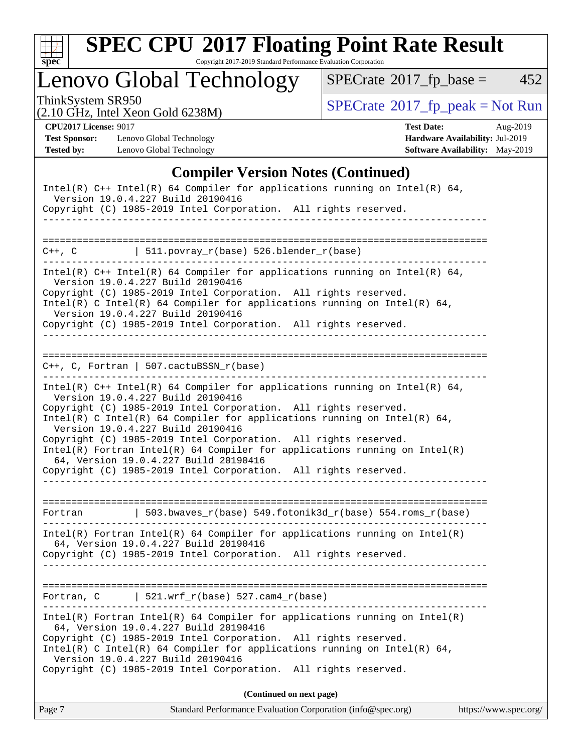## Compiler Version Notes (Continued)

```
Intel(R) C++ Intel(R) 64 Compiler for applications running on Intel(R) 64,
  Version 19.0.4.227 Build 20190416
Copyright (C) 1985-2019 Intel Corporation.  All rights reserved.
------------------------------------------------------------------------------

==============================================================================
C++, C          | 511.povray_r(base) 526.blender_r(base)
------------------------------------------------------------------------------
Intel(R) C++ Intel(R) 64 Compiler for applications running on Intel(R) 64,
  Version 19.0.4.227 Build 20190416
Copyright (C) 1985-2019 Intel Corporation.  All rights reserved.
Intel(R) C Intel(R) 64 Compiler for applications running on Intel(R) 64,
  Version 19.0.4.227 Build 20190416
Copyright (C) 1985-2019 Intel Corporation.  All rights reserved.
------------------------------------------------------------------------------

==============================================================================
C++, C, Fortran | 507.cactuBSSN_r(base)
------------------------------------------------------------------------------
Intel(R) C++ Intel(R) 64 Compiler for applications running on Intel(R) 64,
  Version 19.0.4.227 Build 20190416
Copyright (C) 1985-2019 Intel Corporation.  All rights reserved.
Intel(R) C Intel(R) 64 Compiler for applications running on Intel(R) 64,
  Version 19.0.4.227 Build 20190416
Copyright (C) 1985-2019 Intel Corporation.  All rights reserved.
Intel(R) Fortran Intel(R) 64 Compiler for applications running on Intel(R)
  64, Version 19.0.4.227 Build 20190416
Copyright (C) 1985-2019 Intel Corporation.  All rights reserved.
------------------------------------------------------------------------------

==============================================================================
Fortran         | 503.bwaves_r(base) 549.fotonik3d_r(base) 554.roms_r(base)
------------------------------------------------------------------------------
Intel(R) Fortran Intel(R) 64 Compiler for applications running on Intel(R)
  64, Version 19.0.4.227 Build 20190416
Copyright (C) 1985-2019 Intel Corporation.  All rights reserved.
------------------------------------------------------------------------------

==============================================================================
Fortran, C      | 521.wrf_r(base) 527.cam4_r(base)
------------------------------------------------------------------------------
Intel(R) Fortran Intel(R) 64 Compiler for applications running on Intel(R)
  64, Version 19.0.4.227 Build 20190416
Copyright (C) 1985-2019 Intel Corporation.  All rights reserved.
Intel(R) C Intel(R) 64 Compiler for applications running on Intel(R) 64,
  Version 19.0.4.227 Build 20190416
Copyright (C) 1985-2019 Intel Corporation.  All rights reserved.
```

**(Continued on next page)**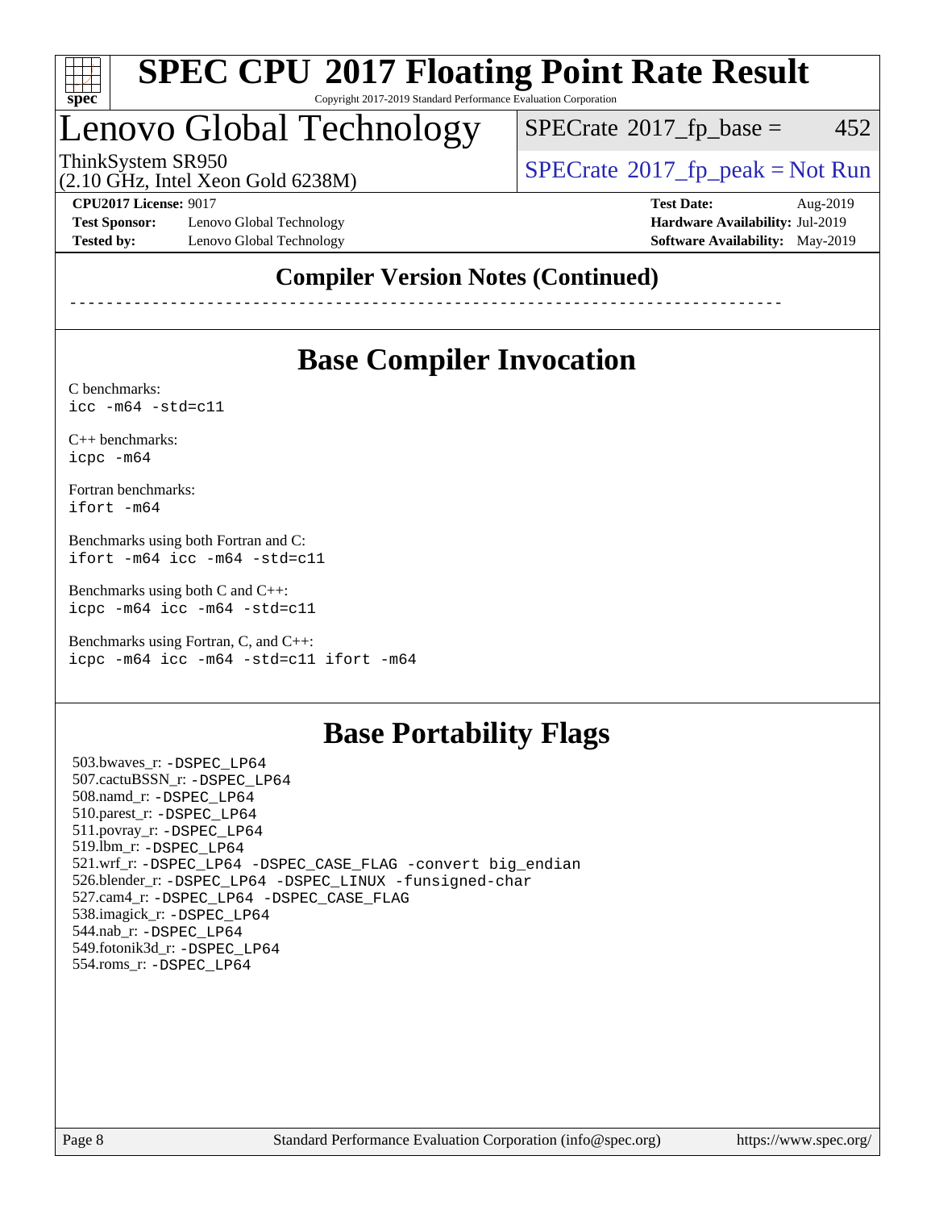## Compiler Version Notes (Continued)

------------------------------------------------------------------------------

## Base Compiler Invocation

C benchmarks:
```
icc -m64 -std=c11
```

C++ benchmarks:
```
icpc -m64
```

Fortran benchmarks:
```
ifort -m64
```

Benchmarks using both Fortran and C:
```
ifort -m64 icc -m64 -std=c11
```

Benchmarks using both C and C++:
```
icpc -m64 icc -m64 -std=c11
```

Benchmarks using Fortran, C, and C++:
```
icpc -m64 icc -m64 -std=c11 ifort -m64
```

## Base Portability Flags

503.bwaves_r: -DSPEC_LP64
507.cactuBSSN_r: -DSPEC_LP64
508.namd_r: -DSPEC_LP64
510.parest_r: -DSPEC_LP64
511.povray_r: -DSPEC_LP64
519.lbm_r: -DSPEC_LP64
521.wrf_r: -DSPEC_LP64 -DSPEC_CASE_FLAG -convert big_endian
526.blender_r: -DSPEC_LP64 -DSPEC_LINUX -funsigned-char
527.cam4_r: -DSPEC_LP64 -DSPEC_CASE_FLAG
538.imagick_r: -DSPEC_LP64
544.nab_r: -DSPEC_LP64
549.fotonik3d_r: -DSPEC_LP64
554.roms_r: -DSPEC_LP64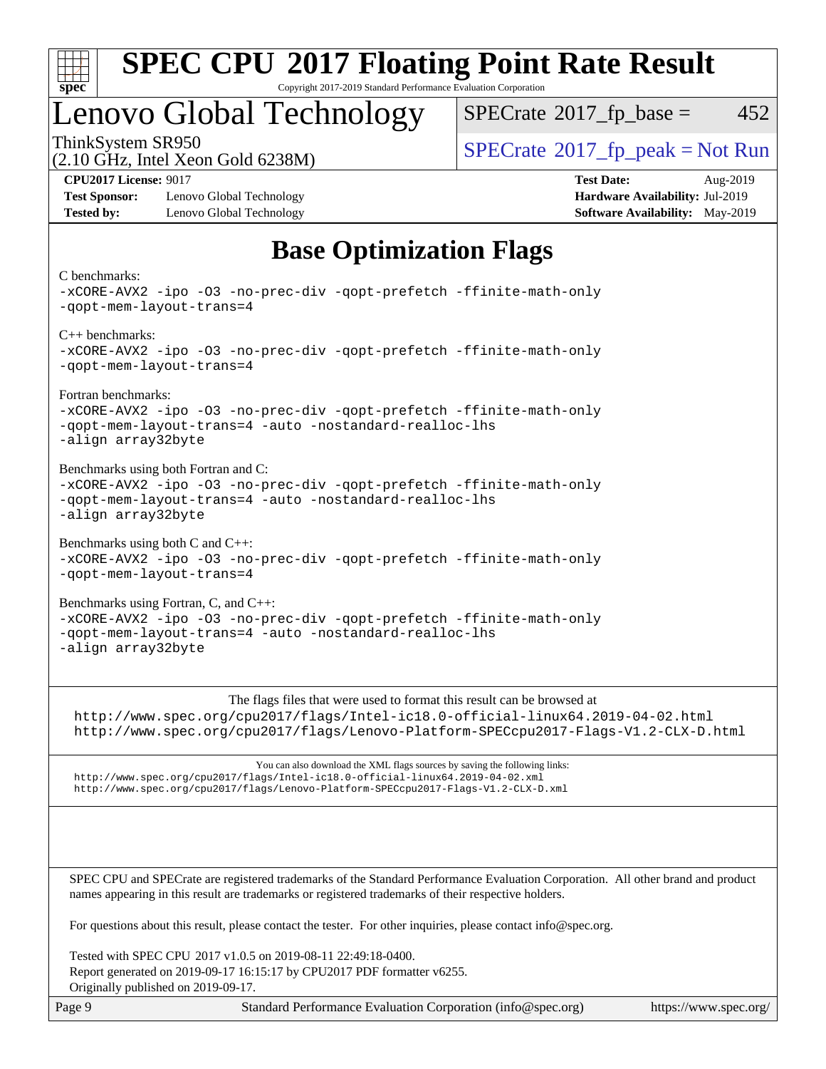# SPEC CPU 2017 Floating Point Rate Result

Copyright 2017-2019 Standard Performance Evaluation Corporation

## Lenovo Global Technology

ThinkSystem SR950
(2.10 GHz, Intel Xeon Gold 6238M)

SPECrate 2017_fp_base = 452

SPECrate 2017_fp_peak = Not Run

**CPU2017 License:** 9017
**Test Sponsor:** Lenovo Global Technology
**Tested by:** Lenovo Global Technology

**Test Date:** Aug-2019
**Hardware Availability:** Jul-2019
**Software Availability:** May-2019

## Base Optimization Flags

C benchmarks:
```
-xCORE-AVX2 -ipo -O3 -no-prec-div -qopt-prefetch -ffinite-math-only
-qopt-mem-layout-trans=4
```

C++ benchmarks:
```
-xCORE-AVX2 -ipo -O3 -no-prec-div -qopt-prefetch -ffinite-math-only
-qopt-mem-layout-trans=4
```

Fortran benchmarks:
```
-xCORE-AVX2 -ipo -O3 -no-prec-div -qopt-prefetch -ffinite-math-only
-qopt-mem-layout-trans=4 -auto -nostandard-realloc-lhs
-align array32byte
```

Benchmarks using both Fortran and C:
```
-xCORE-AVX2 -ipo -O3 -no-prec-div -qopt-prefetch -ffinite-math-only
-qopt-mem-layout-trans=4 -auto -nostandard-realloc-lhs
-align array32byte
```

Benchmarks using both C and C++:
```
-xCORE-AVX2 -ipo -O3 -no-prec-div -qopt-prefetch -ffinite-math-only
-qopt-mem-layout-trans=4
```

Benchmarks using Fortran, C, and C++:
```
-xCORE-AVX2 -ipo -O3 -no-prec-div -qopt-prefetch -ffinite-math-only
-qopt-mem-layout-trans=4 -auto -nostandard-realloc-lhs
-align array32byte
```

The flags files that were used to format this result can be browsed at
http://www.spec.org/cpu2017/flags/Intel-ic18.0-official-linux64.2019-04-02.html
http://www.spec.org/cpu2017/flags/Lenovo-Platform-SPECcpu2017-Flags-V1.2-CLX-D.html

You can also download the XML flags sources by saving the following links:
http://www.spec.org/cpu2017/flags/Intel-ic18.0-official-linux64.2019-04-02.xml
http://www.spec.org/cpu2017/flags/Lenovo-Platform-SPECcpu2017-Flags-V1.2-CLX-D.xml

SPEC CPU and SPECrate are registered trademarks of the Standard Performance Evaluation Corporation. All other brand and product names appearing in this result are trademarks or registered trademarks of their respective holders.

For questions about this result, please contact the tester. For other inquiries, please contact info@spec.org.

Tested with SPEC CPU 2017 v1.0.5 on 2019-08-11 22:49:18-0400.
Report generated on 2019-09-17 16:15:17 by CPU2017 PDF formatter v6255.
Originally published on 2019-09-17.